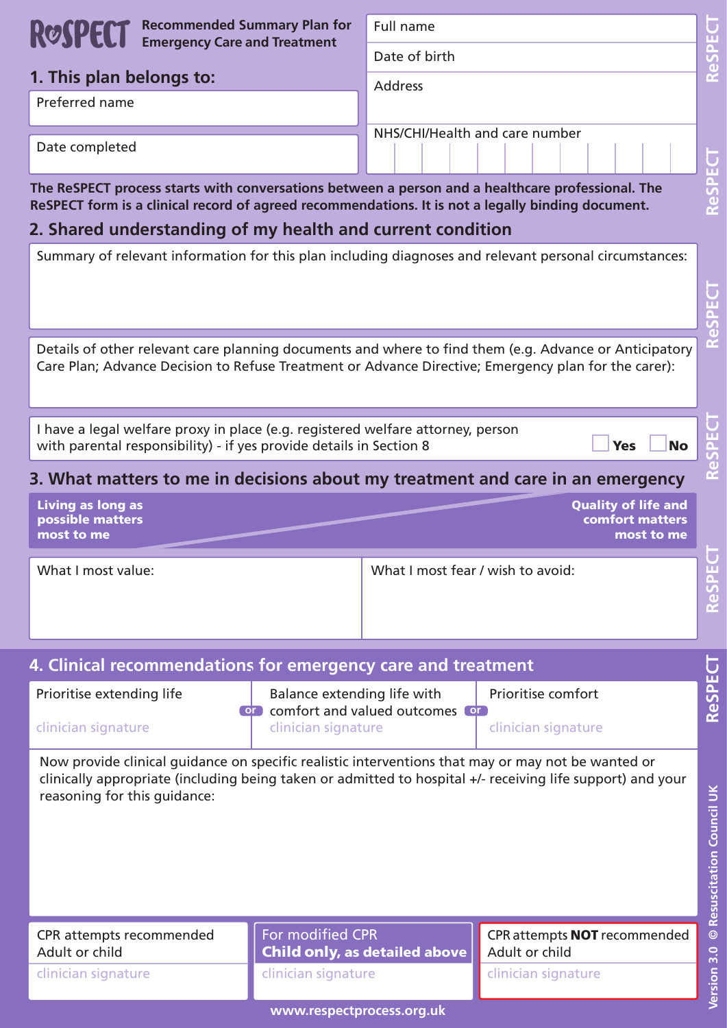# ReSPECT

**Recommended Summary Plan for Emergency Care and Treatment**

## 1. This plan belongs to:

Preferred name

Date completed

Full name

Date of birth

Address

NHS/CHI/Health and care number

**The ReSPECT process starts with conversations between a person and a healthcare professional. The ReSPECT form is a clinical record of agreed recommendations. It is not a legally binding document.**

## 2. Shared understanding of my health and current condition

Summary of relevant information for this plan including diagnoses and relevant personal circumstances:

Details of other relevant care planning documents and where to find them (e.g. Advance or Anticipatory Care Plan; Advance Decision to Refuse Treatment or Advance Directive; Emergency plan for the carer):

I have a legal welfare proxy in place (e.g. registered welfare attorney, person with parental responsibility) - if yes provide details in Section 8 ☐ **Yes** ☐ **No**

## 3. What matters to me in decisions about my treatment and care in an emergency

**Living as long as possible matters most to me** — **Quality of life and comfort matters most to me**

| What I most value: | What I most fear / wish to avoid: |
|---|---|
| | |

## 4. Clinical recommendations for emergency care and treatment

| Prioritise extending life | or | Balance extending life with comfort and valued outcomes | or | Prioritise comfort |
|---|---|---|---|---|
| clinician signature | | clinician signature | | clinician signature |

Now provide clinical guidance on specific realistic interventions that may or may not be wanted or clinically appropriate (including being taken or admitted to hospital +/- receiving life support) and your reasoning for this guidance:

| CPR attempts recommended Adult or child | For modified CPR **Child only, as detailed above** | CPR attempts **NOT** recommended Adult or child |
|---|---|---|
| clinician signature | clinician signature | clinician signature |

www.respectprocess.org.uk

Version 3.0 © Resuscitation Council UK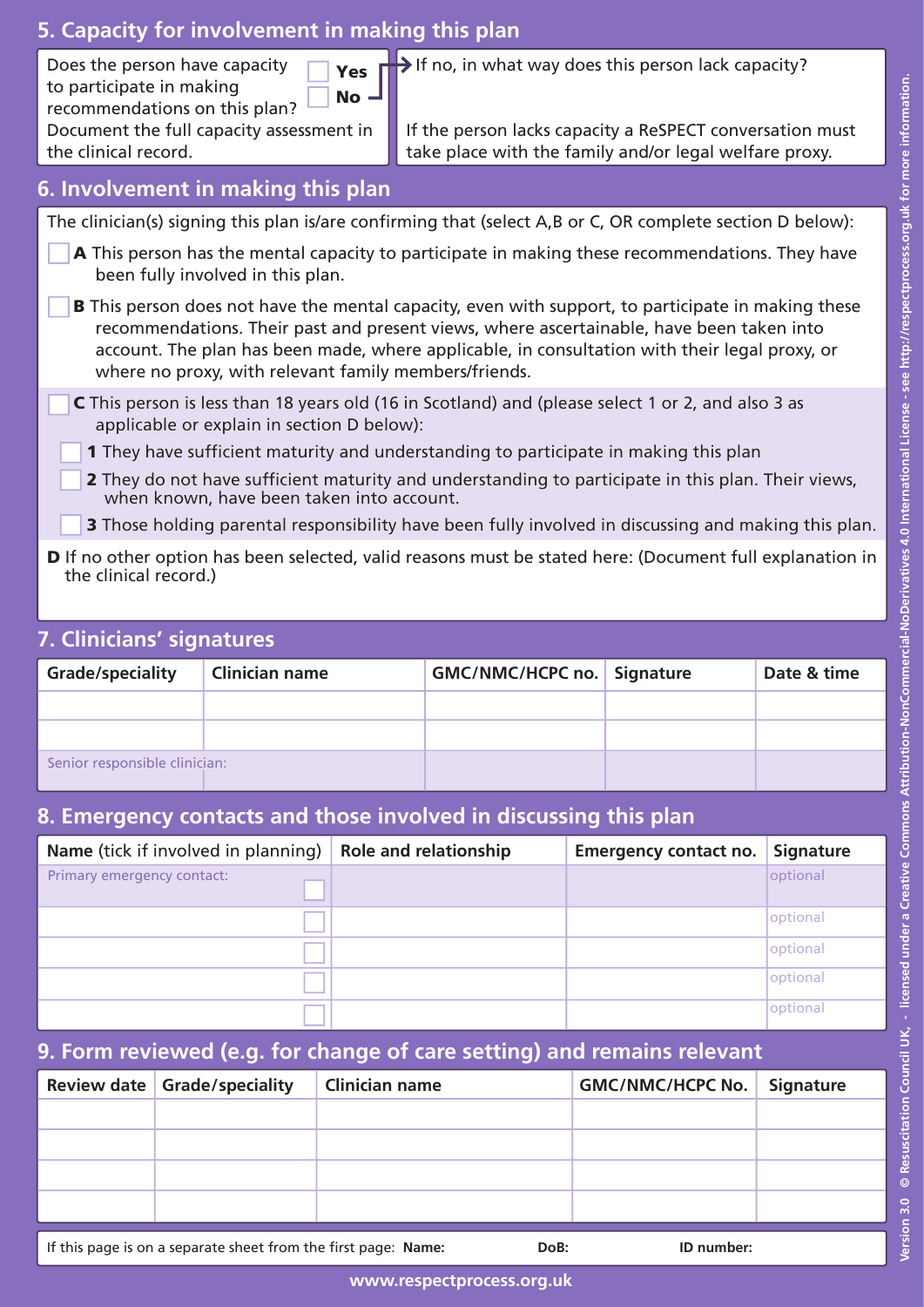## 5. Capacity for involvement in making this plan

Does the person have capacity to participate in making recommendations on this plan? ☐ Yes ☐ No

Document the full capacity assessment in the clinical record.

→ If no, in what way does this person lack capacity?

If the person lacks capacity a ReSPECT conversation must take place with the family and/or legal welfare proxy.

## 6. Involvement in making this plan

The clinician(s) signing this plan is/are confirming that (select A,B or C, OR complete section D below):

☐ **A** This person has the mental capacity to participate in making these recommendations. They have been fully involved in this plan.

☐ **B** This person does not have the mental capacity, even with support, to participate in making these recommendations. Their past and present views, where ascertainable, have been taken into account. The plan has been made, where applicable, in consultation with their legal proxy, or where no proxy, with relevant family members/friends.

☐ **C** This person is less than 18 years old (16 in Scotland) and (please select 1 or 2, and also 3 as applicable or explain in section D below):

- ☐ **1** They have sufficient maturity and understanding to participate in making this plan
- ☐ **2** They do not have sufficient maturity and understanding to participate in this plan. Their views, when known, have been taken into account.
- ☐ **3** Those holding parental responsibility have been fully involved in discussing and making this plan.

**D** If no other option has been selected, valid reasons must be stated here: (Document full explanation in the clinical record.)

## 7. Clinicians' signatures

| Grade/speciality | Clinician name | GMC/NMC/HCPC no. | Signature | Date & time |
|---|---|---|---|---|
| | | | | |
| | | | | |
| Senior responsible clinician: | | | | |

## 8. Emergency contacts and those involved in discussing this plan

| Name (tick if involved in planning) | Role and relationship | Emergency contact no. | Signature |
|---|---|---|---|
| Primary emergency contact: ☐ | | | optional |
| ☐ | | | optional |
| ☐ | | | optional |
| ☐ | | | optional |
| ☐ | | | optional |

## 9. Form reviewed (e.g. for change of care setting) and remains relevant

| Review date | Grade/speciality | Clinician name | GMC/NMC/HCPC No. | Signature |
|---|---|---|---|---|
| | | | | |
| | | | | |
| | | | | |
| | | | | |

If this page is on a separate sheet from the first page: **Name:** **DoB:** **ID number:**

www.respectprocess.org.uk

Version 3.0 © Resuscitation Council UK, - licensed under a Creative Commons Attribution-NonCommercial-NoDerivatives 4.0 International License - see http://respectprocess.org.uk for more information.